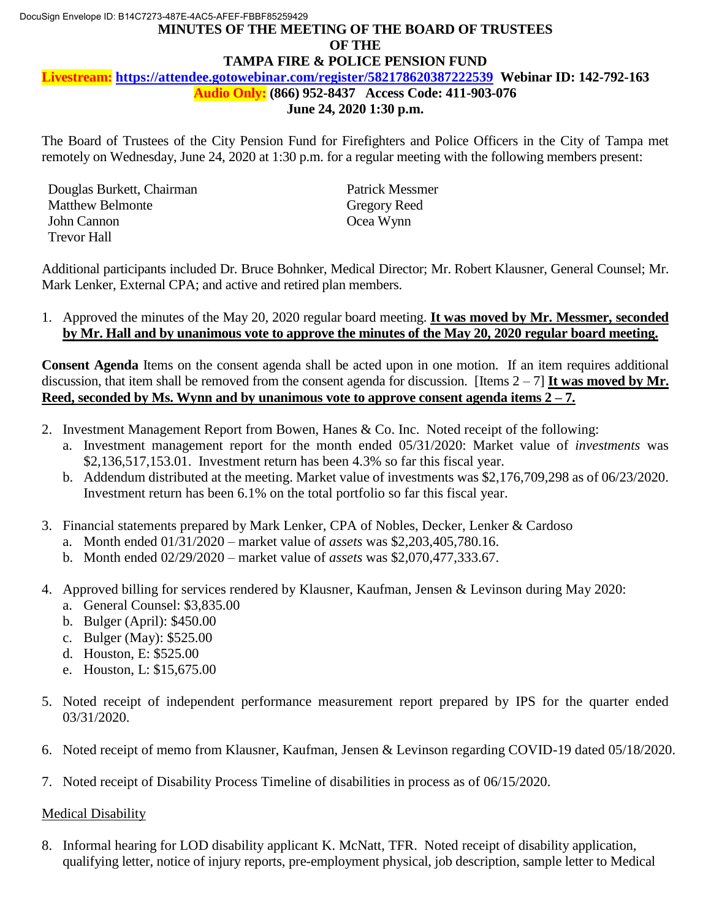DocuSign Envelope ID: B14C7273-487E-4AC5-AFEF-FBBF85259429

# MINUTES OF THE MEETING OF THE BOARD OF TRUSTEES OF THE TAMPA FIRE & POLICE PENSION FUND

**Livestream: https://attendee.gotowebinar.com/register/582178620387222539 Webinar ID: 142-792-163**
**Audio Only: (866) 952-8437 Access Code: 411-903-076**
**June 24, 2020 1:30 p.m.**

The Board of Trustees of the City Pension Fund for Firefighters and Police Officers in the City of Tampa met remotely on Wednesday, June 24, 2020 at 1:30 p.m. for a regular meeting with the following members present:

Douglas Burkett, Chairman
Matthew Belmonte
John Cannon
Trevor Hall
Patrick Messmer
Gregory Reed
Ocea Wynn

Additional participants included Dr. Bruce Bohnker, Medical Director; Mr. Robert Klausner, General Counsel; Mr. Mark Lenker, External CPA; and active and retired plan members.

1. Approved the minutes of the May 20, 2020 regular board meeting. **It was moved by Mr. Messmer, seconded by Mr. Hall and by unanimous vote to approve the minutes of the May 20, 2020 regular board meeting.**

**Consent Agenda** Items on the consent agenda shall be acted upon in one motion. If an item requires additional discussion, that item shall be removed from the consent agenda for discussion. [Items 2 – 7] **It was moved by Mr. Reed, seconded by Ms. Wynn and by unanimous vote to approve consent agenda items 2 – 7.**

2. Investment Management Report from Bowen, Hanes & Co. Inc. Noted receipt of the following:
   a. Investment management report for the month ended 05/31/2020: Market value of *investments* was $2,136,517,153.01. Investment return has been 4.3% so far this fiscal year.
   b. Addendum distributed at the meeting. Market value of investments was $2,176,709,298 as of 06/23/2020. Investment return has been 6.1% on the total portfolio so far this fiscal year.

3. Financial statements prepared by Mark Lenker, CPA of Nobles, Decker, Lenker & Cardoso
   a. Month ended 01/31/2020 – market value of *assets* was $2,203,405,780.16.
   b. Month ended 02/29/2020 – market value of *assets* was $2,070,477,333.67.

4. Approved billing for services rendered by Klausner, Kaufman, Jensen & Levinson during May 2020:
   a. General Counsel: $3,835.00
   b. Bulger (April): $450.00
   c. Bulger (May): $525.00
   d. Houston, E: $525.00
   e. Houston, L: $15,675.00

5. Noted receipt of independent performance measurement report prepared by IPS for the quarter ended 03/31/2020.

6. Noted receipt of memo from Klausner, Kaufman, Jensen & Levinson regarding COVID-19 dated 05/18/2020.

7. Noted receipt of Disability Process Timeline of disabilities in process as of 06/15/2020.

## Medical Disability

8. Informal hearing for LOD disability applicant K. McNatt, TFR. Noted receipt of disability application, qualifying letter, notice of injury reports, pre-employment physical, job description, sample letter to Medical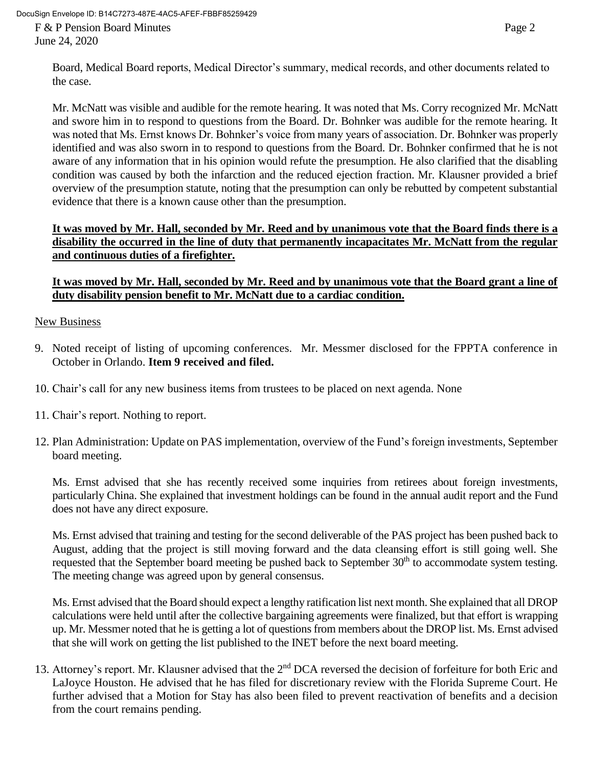Board, Medical Board reports, Medical Director's summary, medical records, and other documents related to the case.

Mr. McNatt was visible and audible for the remote hearing. It was noted that Ms. Corry recognized Mr. McNatt and swore him in to respond to questions from the Board. Dr. Bohnker was audible for the remote hearing. It was noted that Ms. Ernst knows Dr. Bohnker's voice from many years of association. Dr. Bohnker was properly identified and was also sworn in to respond to questions from the Board. Dr. Bohnker confirmed that he is not aware of any information that in his opinion would refute the presumption. He also clarified that the disabling condition was caused by both the infarction and the reduced ejection fraction. Mr. Klausner provided a brief overview of the presumption statute, noting that the presumption can only be rebutted by competent substantial evidence that there is a known cause other than the presumption.

**It was moved by Mr. Hall, seconded by Mr. Reed and by unanimous vote that the Board finds there is a disability the occurred in the line of duty that permanently incapacitates Mr. McNatt from the regular and continuous duties of a firefighter.**

**It was moved by Mr. Hall, seconded by Mr. Reed and by unanimous vote that the Board grant a line of duty disability pension benefit to Mr. McNatt due to a cardiac condition.**

New Business

9. Noted receipt of listing of upcoming conferences. Mr. Messmer disclosed for the FPPTA conference in October in Orlando. **Item 9 received and filed.**

10. Chair's call for any new business items from trustees to be placed on next agenda. None

11. Chair's report. Nothing to report.

12. Plan Administration: Update on PAS implementation, overview of the Fund's foreign investments, September board meeting.

    Ms. Ernst advised that she has recently received some inquiries from retirees about foreign investments, particularly China. She explained that investment holdings can be found in the annual audit report and the Fund does not have any direct exposure.

    Ms. Ernst advised that training and testing for the second deliverable of the PAS project has been pushed back to August, adding that the project is still moving forward and the data cleansing effort is still going well. She requested that the September board meeting be pushed back to September 30th to accommodate system testing. The meeting change was agreed upon by general consensus.

    Ms. Ernst advised that the Board should expect a lengthy ratification list next month. She explained that all DROP calculations were held until after the collective bargaining agreements were finalized, but that effort is wrapping up. Mr. Messmer noted that he is getting a lot of questions from members about the DROP list. Ms. Ernst advised that she will work on getting the list published to the INET before the next board meeting.

13. Attorney's report. Mr. Klausner advised that the 2nd DCA reversed the decision of forfeiture for both Eric and LaJoyce Houston. He advised that he has filed for discretionary review with the Florida Supreme Court. He further advised that a Motion for Stay has also been filed to prevent reactivation of benefits and a decision from the court remains pending.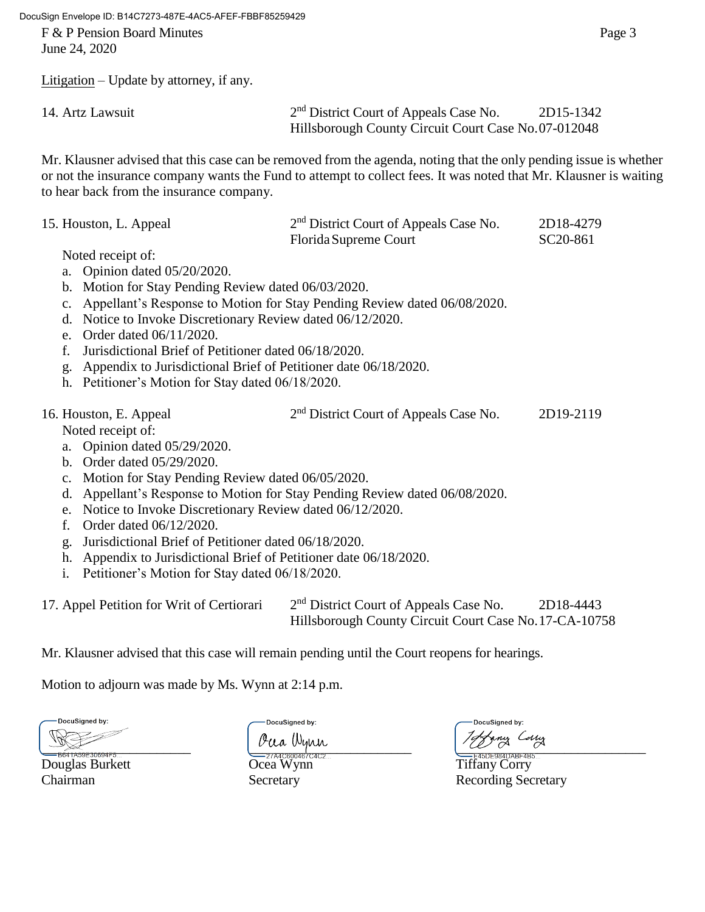Litigation – Update by attorney, if any.

14. Artz Lawsuit — 2nd District Court of Appeals Case No. 2D15-1342
Hillsborough County Circuit Court Case No. 07-012048

Mr. Klausner advised that this case can be removed from the agenda, noting that the only pending issue is whether or not the insurance company wants the Fund to attempt to collect fees. It was noted that Mr. Klausner is waiting to hear back from the insurance company.

15. Houston, L. Appeal — 2nd District Court of Appeals Case No. 2D18-4279
Florida Supreme Court SC20-861

Noted receipt of:

a. Opinion dated 05/20/2020.
b. Motion for Stay Pending Review dated 06/03/2020.
c. Appellant's Response to Motion for Stay Pending Review dated 06/08/2020.
d. Notice to Invoke Discretionary Review dated 06/12/2020.
e. Order dated 06/11/2020.
f. Jurisdictional Brief of Petitioner dated 06/18/2020.
g. Appendix to Jurisdictional Brief of Petitioner date 06/18/2020.
h. Petitioner's Motion for Stay dated 06/18/2020.

16. Houston, E. Appeal — 2nd District Court of Appeals Case No. 2D19-2119

Noted receipt of:

a. Opinion dated 05/29/2020.
b. Order dated 05/29/2020.
c. Motion for Stay Pending Review dated 06/05/2020.
d. Appellant's Response to Motion for Stay Pending Review dated 06/08/2020.
e. Notice to Invoke Discretionary Review dated 06/12/2020.
f. Order dated 06/12/2020.
g. Jurisdictional Brief of Petitioner dated 06/18/2020.
h. Appendix to Jurisdictional Brief of Petitioner date 06/18/2020.
i. Petitioner's Motion for Stay dated 06/18/2020.

17. Appel Petition for Writ of Certiorari — 2nd District Court of Appeals Case No. 2D18-4443
Hillsborough County Circuit Court Case No. 17-CA-10758

Mr. Klausner advised that this case will remain pending until the Court reopens for hearings.

Motion to adjourn was made by Ms. Wynn at 2:14 p.m.

| DocuSigned by: | DocuSigned by: | DocuSigned by: |
|---|---|---|
| Douglas Burkett | Ocea Wynn | Tiffany Corry |
| Chairman | Secretary | Recording Secretary |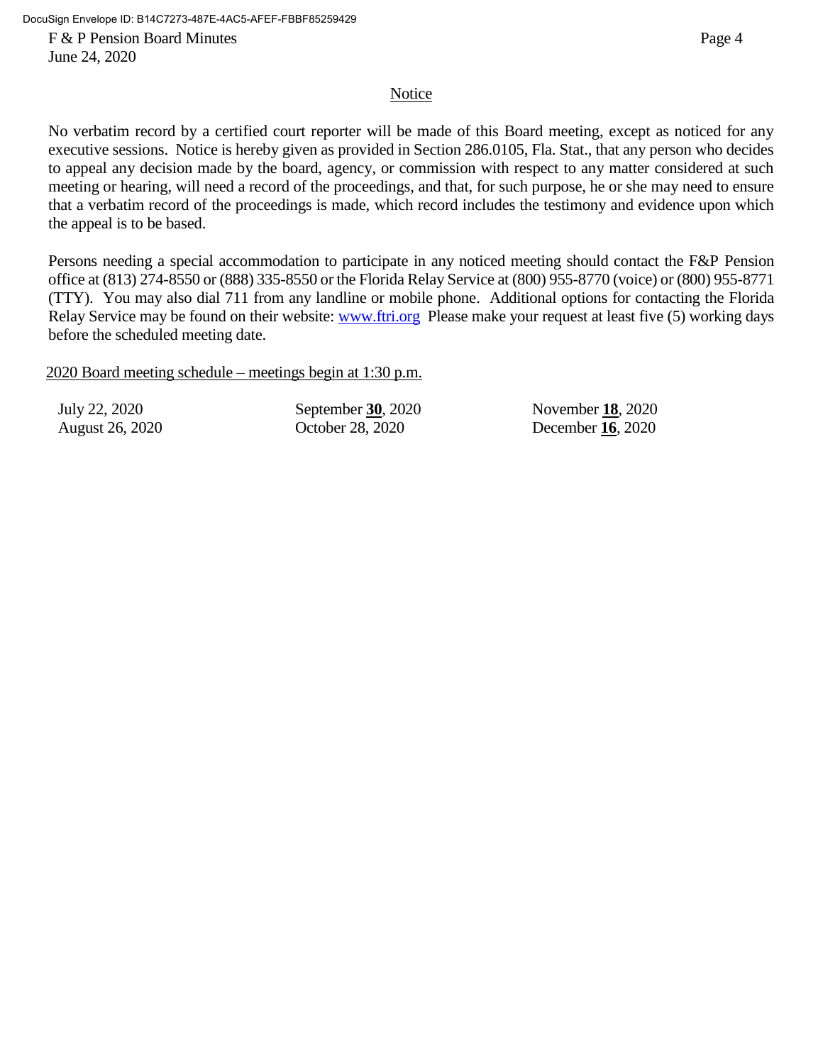## Notice

No verbatim record by a certified court reporter will be made of this Board meeting, except as noticed for any executive sessions. Notice is hereby given as provided in Section 286.0105, Fla. Stat., that any person who decides to appeal any decision made by the board, agency, or commission with respect to any matter considered at such meeting or hearing, will need a record of the proceedings, and that, for such purpose, he or she may need to ensure that a verbatim record of the proceedings is made, which record includes the testimony and evidence upon which the appeal is to be based.

Persons needing a special accommodation to participate in any noticed meeting should contact the F&P Pension office at (813) 274-8550 or (888) 335-8550 or the Florida Relay Service at (800) 955-8770 (voice) or (800) 955-8771 (TTY). You may also dial 711 from any landline or mobile phone. Additional options for contacting the Florida Relay Service may be found on their website: www.ftri.org Please make your request at least five (5) working days before the scheduled meeting date.

2020 Board meeting schedule – meetings begin at 1:30 p.m.

| | | |
|---|---|---|
| July 22, 2020 | September **30**, 2020 | November **18**, 2020 |
| August 26, 2020 | October 28, 2020 | December **16**, 2020 |